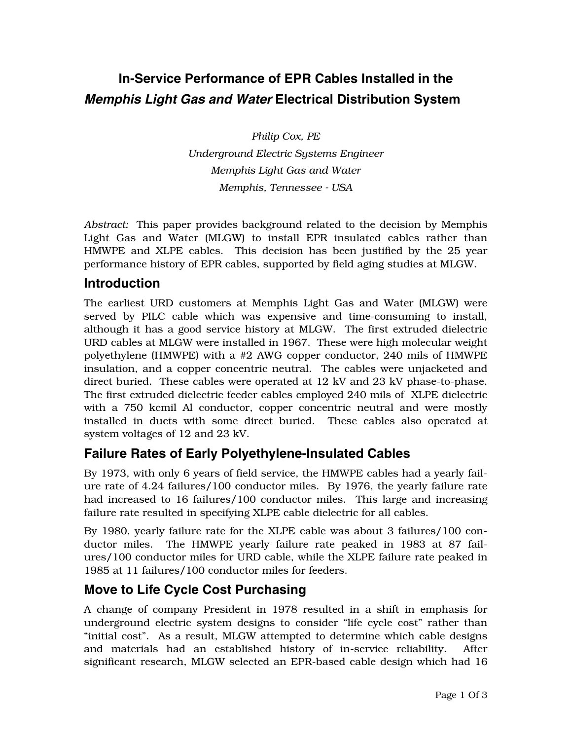# In-Service Performance of EPR Cables Installed in the *Memphis Light Gas and Water* Electrical Distribution System

*Philip Cox, PE*
*Underground Electric Systems Engineer*
*Memphis Light Gas and Water*
*Memphis, Tennessee - USA*

*Abstract:* This paper provides background related to the decision by Memphis Light Gas and Water (MLGW) to install EPR insulated cables rather than HMWPE and XLPE cables. This decision has been justified by the 25 year performance history of EPR cables, supported by field aging studies at MLGW.

## Introduction

The earliest URD customers at Memphis Light Gas and Water (MLGW) were served by PILC cable which was expensive and time-consuming to install, although it has a good service history at MLGW. The first extruded dielectric URD cables at MLGW were installed in 1967. These were high molecular weight polyethylene (HMWPE) with a #2 AWG copper conductor, 240 mils of HMWPE insulation, and a copper concentric neutral. The cables were unjacketed and direct buried. These cables were operated at 12 kV and 23 kV phase-to-phase. The first extruded dielectric feeder cables employed 240 mils of XLPE dielectric with a 750 kcmil Al conductor, copper concentric neutral and were mostly installed in ducts with some direct buried. These cables also operated at system voltages of 12 and 23 kV.

## Failure Rates of Early Polyethylene-Insulated Cables

By 1973, with only 6 years of field service, the HMWPE cables had a yearly failure rate of 4.24 failures/100 conductor miles. By 1976, the yearly failure rate had increased to 16 failures/100 conductor miles. This large and increasing failure rate resulted in specifying XLPE cable dielectric for all cables.

By 1980, yearly failure rate for the XLPE cable was about 3 failures/100 conductor miles. The HMWPE yearly failure rate peaked in 1983 at 87 failures/100 conductor miles for URD cable, while the XLPE failure rate peaked in 1985 at 11 failures/100 conductor miles for feeders.

## Move to Life Cycle Cost Purchasing

A change of company President in 1978 resulted in a shift in emphasis for underground electric system designs to consider "life cycle cost" rather than "initial cost". As a result, MLGW attempted to determine which cable designs and materials had an established history of in-service reliability. After significant research, MLGW selected an EPR-based cable design which had 16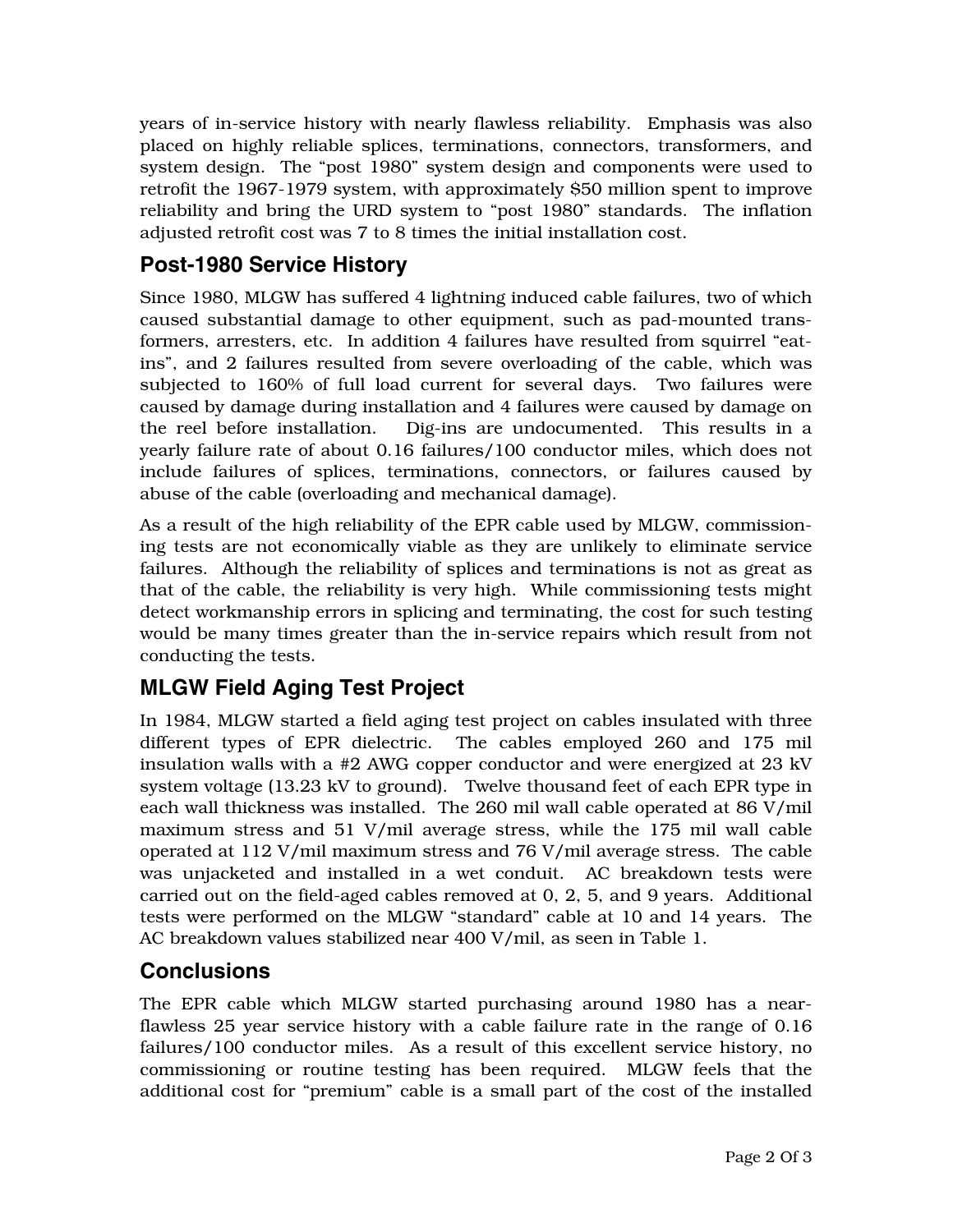years of in-service history with nearly flawless reliability. Emphasis was also placed on highly reliable splices, terminations, connectors, transformers, and system design. The "post 1980" system design and components were used to retrofit the 1967-1979 system, with approximately $50 million spent to improve reliability and bring the URD system to "post 1980" standards. The inflation adjusted retrofit cost was 7 to 8 times the initial installation cost.

## Post-1980 Service History

Since 1980, MLGW has suffered 4 lightning induced cable failures, two of which caused substantial damage to other equipment, such as pad-mounted transformers, arresters, etc. In addition 4 failures have resulted from squirrel "eat-ins", and 2 failures resulted from severe overloading of the cable, which was subjected to 160% of full load current for several days. Two failures were caused by damage during installation and 4 failures were caused by damage on the reel before installation. Dig-ins are undocumented. This results in a yearly failure rate of about 0.16 failures/100 conductor miles, which does not include failures of splices, terminations, connectors, or failures caused by abuse of the cable (overloading and mechanical damage).

As a result of the high reliability of the EPR cable used by MLGW, commissioning tests are not economically viable as they are unlikely to eliminate service failures. Although the reliability of splices and terminations is not as great as that of the cable, the reliability is very high. While commissioning tests might detect workmanship errors in splicing and terminating, the cost for such testing would be many times greater than the in-service repairs which result from not conducting the tests.

## MLGW Field Aging Test Project

In 1984, MLGW started a field aging test project on cables insulated with three different types of EPR dielectric. The cables employed 260 and 175 mil insulation walls with a #2 AWG copper conductor and were energized at 23 kV system voltage (13.23 kV to ground). Twelve thousand feet of each EPR type in each wall thickness was installed. The 260 mil wall cable operated at 86 V/mil maximum stress and 51 V/mil average stress, while the 175 mil wall cable operated at 112 V/mil maximum stress and 76 V/mil average stress. The cable was unjacketed and installed in a wet conduit. AC breakdown tests were carried out on the field-aged cables removed at 0, 2, 5, and 9 years. Additional tests were performed on the MLGW "standard" cable at 10 and 14 years. The AC breakdown values stabilized near 400 V/mil, as seen in Table 1.

## Conclusions

The EPR cable which MLGW started purchasing around 1980 has a near-flawless 25 year service history with a cable failure rate in the range of 0.16 failures/100 conductor miles. As a result of this excellent service history, no commissioning or routine testing has been required. MLGW feels that the additional cost for "premium" cable is a small part of the cost of the installed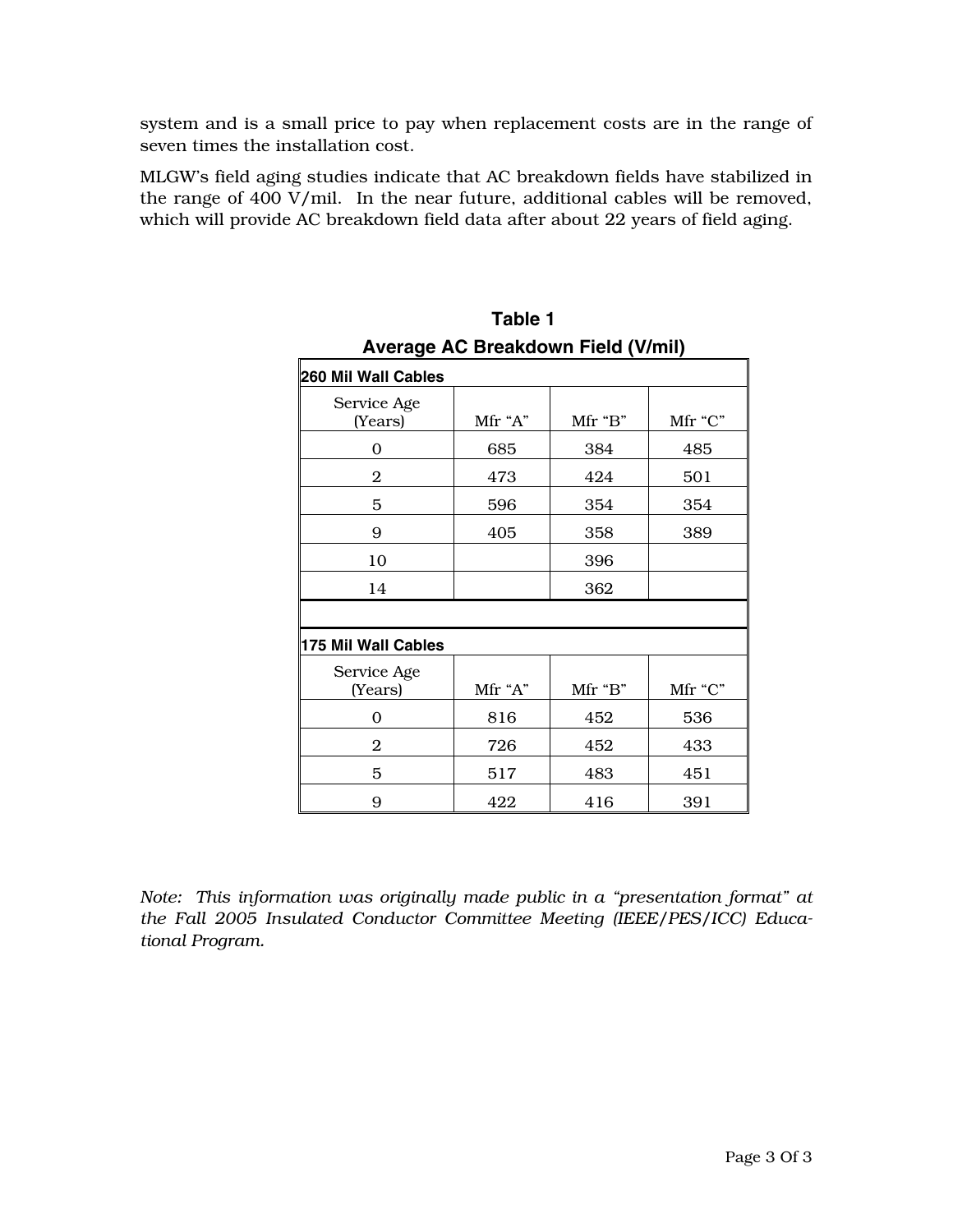system and is a small price to pay when replacement costs are in the range of seven times the installation cost.

MLGW's field aging studies indicate that AC breakdown fields have stabilized in the range of 400 V/mil. In the near future, additional cables will be removed, which will provide AC breakdown field data after about 22 years of field aging.

**Table 1**

**Average AC Breakdown Field (V/mil)**

| **260 Mil Wall Cables** | | | |
|---|---|---|---|
| Service Age (Years) | Mfr "A" | Mfr "B" | Mfr "C" |
| 0 | 685 | 384 | 485 |
| 2 | 473 | 424 | 501 |
| 5 | 596 | 354 | 354 |
| 9 | 405 | 358 | 389 |
| 10 | | 396 | |
| 14 | | 362 | |
| | | | |
| **175 Mil Wall Cables** | | | |
| Service Age (Years) | Mfr "A" | Mfr "B" | Mfr "C" |
| 0 | 816 | 452 | 536 |
| 2 | 726 | 452 | 433 |
| 5 | 517 | 483 | 451 |
| 9 | 422 | 416 | 391 |

*Note: This information was originally made public in a "presentation format" at the Fall 2005 Insulated Conductor Committee Meeting (IEEE/PES/ICC) Educational Program.*